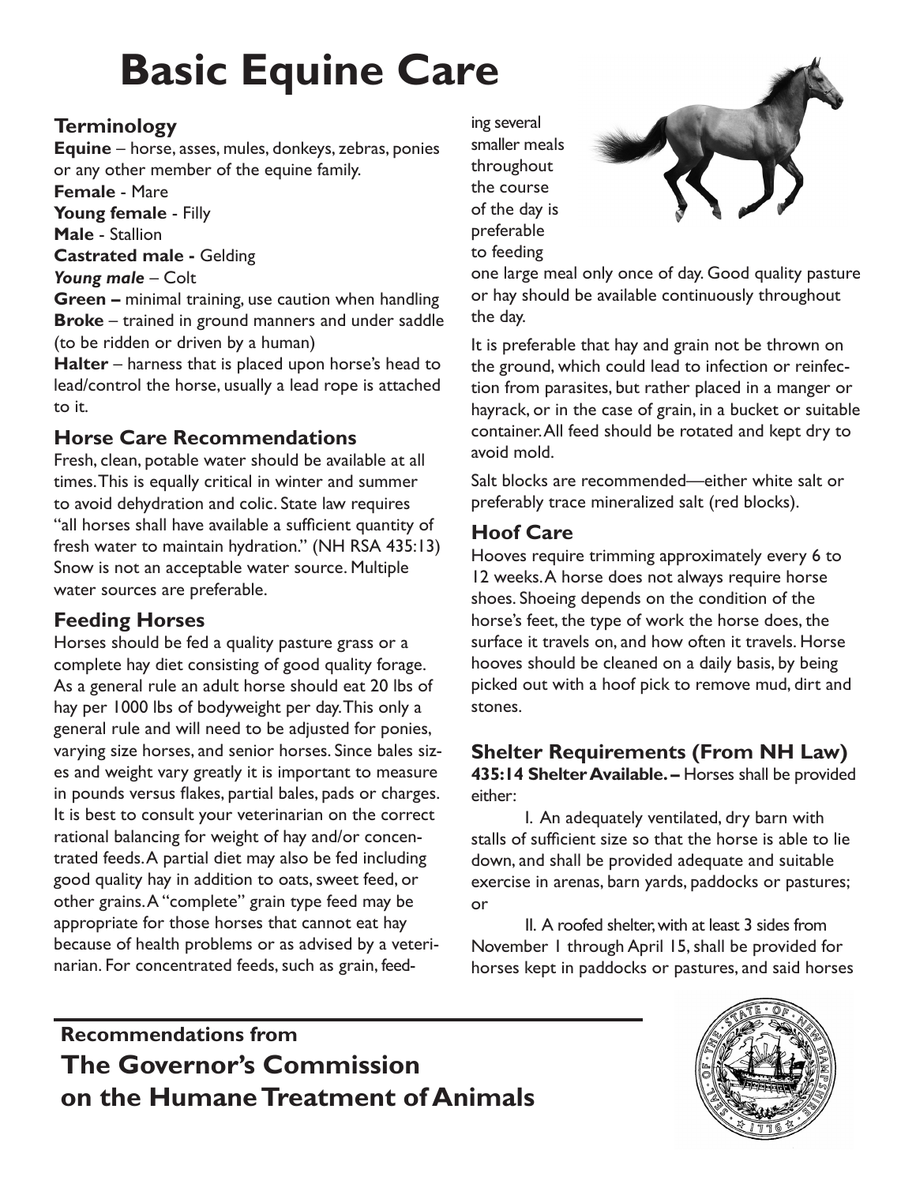# Basic Equine Care

## Terminology

**Equine** – horse, asses, mules, donkeys, zebras, ponies or any other member of the equine family.
**Female** - Mare
**Young female** - Filly
**Male** - Stallion
**Castrated male -** Gelding
***Young male*** – Colt
**Green –** minimal training, use caution when handling
**Broke** – trained in ground manners and under saddle (to be ridden or driven by a human)
**Halter** – harness that is placed upon horse's head to lead/control the horse, usually a lead rope is attached to it.

## Horse Care Recommendations

Fresh, clean, potable water should be available at all times. This is equally critical in winter and summer to avoid dehydration and colic. State law requires "all horses shall have available a sufficient quantity of fresh water to maintain hydration." (NH RSA 435:13) Snow is not an acceptable water source. Multiple water sources are preferable.

## Feeding Horses

Horses should be fed a quality pasture grass or a complete hay diet consisting of good quality forage. As a general rule an adult horse should eat 20 lbs of hay per 1000 lbs of bodyweight per day. This only a general rule and will need to be adjusted for ponies, varying size horses, and senior horses. Since bales sizes and weight vary greatly it is important to measure in pounds versus flakes, partial bales, pads or charges. It is best to consult your veterinarian on the correct rational balancing for weight of hay and/or concentrated feeds. A partial diet may also be fed including good quality hay in addition to oats, sweet feed, or other grains. A "complete" grain type feed may be appropriate for those horses that cannot eat hay because of health problems or as advised by a veterinarian. For concentrated feeds, such as grain, feeding several smaller meals throughout the course of the day is preferable to feeding one large meal only once of day. Good quality pasture or hay should be available continuously throughout the day.

It is preferable that hay and grain not be thrown on the ground, which could lead to infection or reinfection from parasites, but rather placed in a manger or hayrack, or in the case of grain, in a bucket or suitable container. All feed should be rotated and kept dry to avoid mold.

Salt blocks are recommended—either white salt or preferably trace mineralized salt (red blocks).

## Hoof Care

Hooves require trimming approximately every 6 to 12 weeks. A horse does not always require horse shoes. Shoeing depends on the condition of the horse's feet, the type of work the horse does, the surface it travels on, and how often it travels. Horse hooves should be cleaned on a daily basis, by being picked out with a hoof pick to remove mud, dirt and stones.

## Shelter Requirements (From NH Law)

**435:14 Shelter Available. –** Horses shall be provided either:

I. An adequately ventilated, dry barn with stalls of sufficient size so that the horse is able to lie down, and shall be provided adequate and suitable exercise in arenas, barn yards, paddocks or pastures; or

II. A roofed shelter, with at least 3 sides from November 1 through April 15, shall be provided for horses kept in paddocks or pastures, and said horses

**Recommendations from**
**The Governor's Commission on the Humane Treatment of Animals**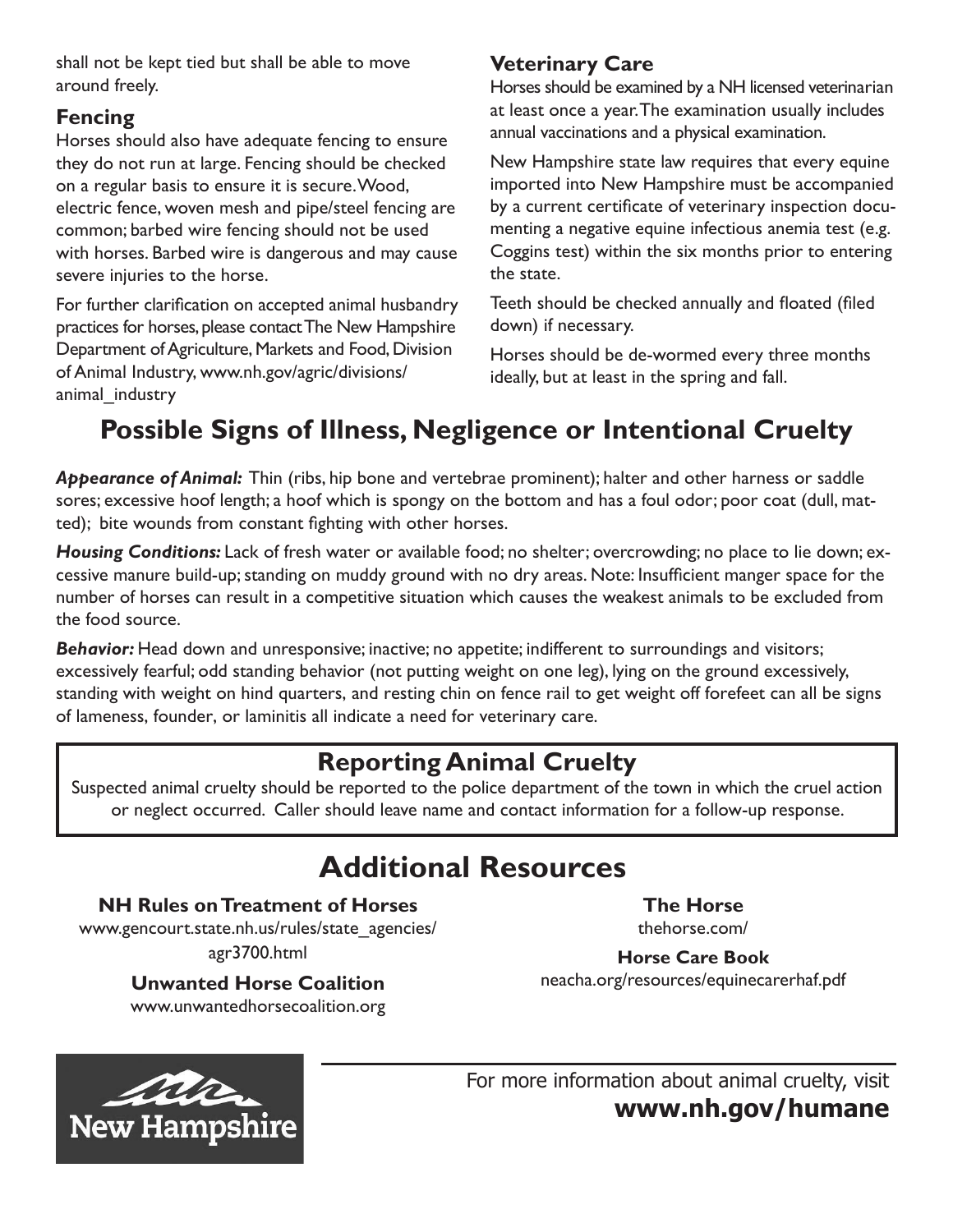shall not be kept tied but shall be able to move around freely.

### Fencing

Horses should also have adequate fencing to ensure they do not run at large. Fencing should be checked on a regular basis to ensure it is secure. Wood, electric fence, woven mesh and pipe/steel fencing are common; barbed wire fencing should not be used with horses. Barbed wire is dangerous and may cause severe injuries to the horse.

For further clarification on accepted animal husbandry practices for horses, please contact The New Hampshire Department of Agriculture, Markets and Food, Division of Animal Industry, www.nh.gov/agric/divisions/animal_industry

### Veterinary Care

Horses should be examined by a NH licensed veterinarian at least once a year. The examination usually includes annual vaccinations and a physical examination.

New Hampshire state law requires that every equine imported into New Hampshire must be accompanied by a current certificate of veterinary inspection documenting a negative equine infectious anemia test (e.g. Coggins test) within the six months prior to entering the state.

Teeth should be checked annually and floated (filed down) if necessary.

Horses should be de-wormed every three months ideally, but at least in the spring and fall.

## Possible Signs of Illness, Negligence or Intentional Cruelty

***Appearance of Animal:*** Thin (ribs, hip bone and vertebrae prominent); halter and other harness or saddle sores; excessive hoof length; a hoof which is spongy on the bottom and has a foul odor; poor coat (dull, matted); bite wounds from constant fighting with other horses.

***Housing Conditions:*** Lack of fresh water or available food; no shelter; overcrowding; no place to lie down; excessive manure build-up; standing on muddy ground with no dry areas. Note: Insufficient manger space for the number of horses can result in a competitive situation which causes the weakest animals to be excluded from the food source.

***Behavior:*** Head down and unresponsive; inactive; no appetite; indifferent to surroundings and visitors; excessively fearful; odd standing behavior (not putting weight on one leg), lying on the ground excessively, standing with weight on hind quarters, and resting chin on fence rail to get weight off forefeet can all be signs of lameness, founder, or laminitis all indicate a need for veterinary care.

## Reporting Animal Cruelty

Suspected animal cruelty should be reported to the police department of the town in which the cruel action or neglect occurred. Caller should leave name and contact information for a follow-up response.

## Additional Resources

**NH Rules on Treatment of Horses**
www.gencourt.state.nh.us/rules/state_agencies/agr3700.html

**Unwanted Horse Coalition**
www.unwantedhorsecoalition.org

**The Horse**
thehorse.com/

**Horse Care Book**
neacha.org/resources/equinecarerhaf.pdf

New Hampshire

For more information about animal cruelty, visit
**www.nh.gov/humane**